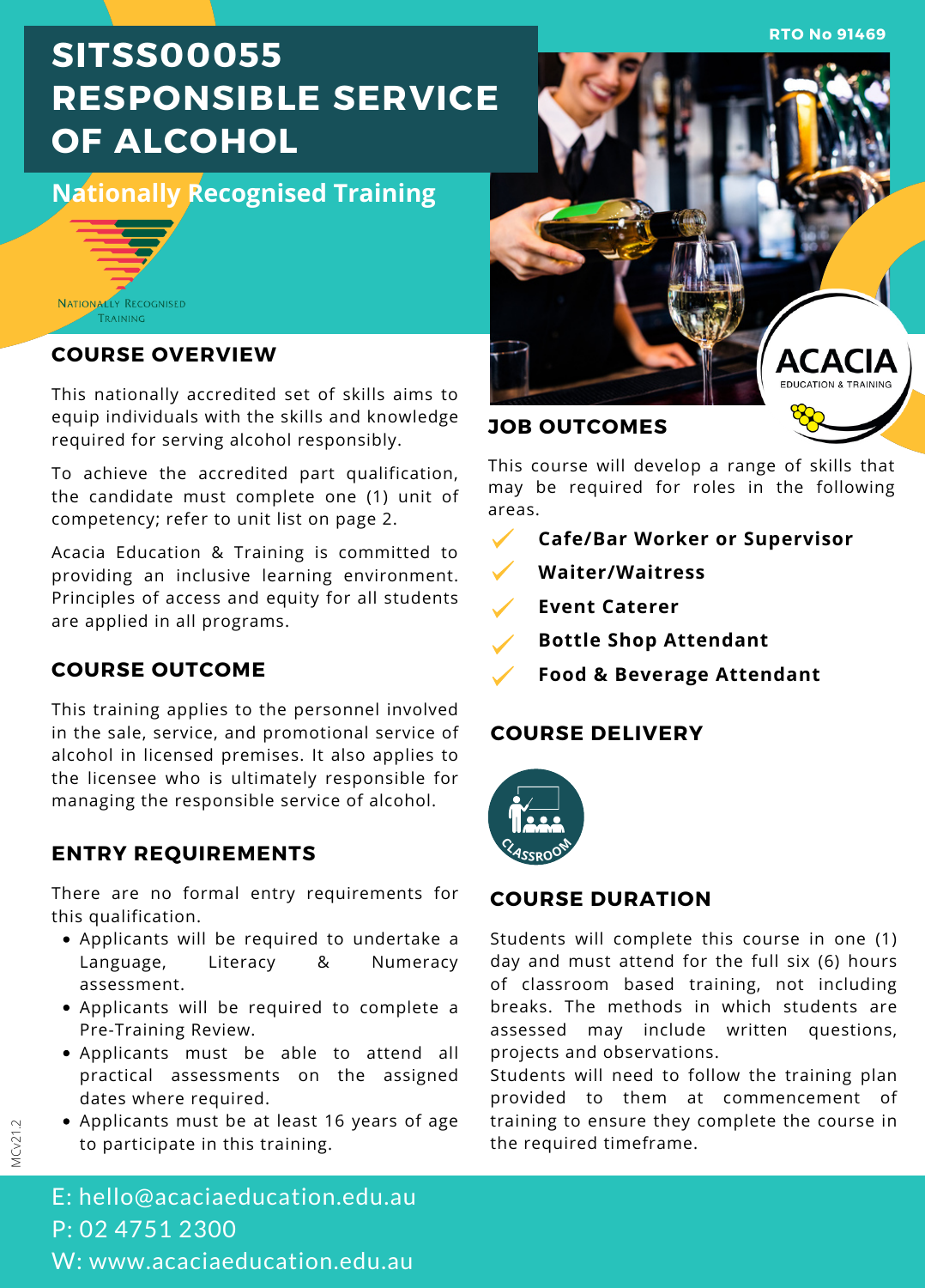RTO No 91469

# SITSS00055 RESPONSIBLE SERVICE OF ALCOHOL

**Nationally Recognised Training**

NATIONALLY RECOGNISED TRAINING

## COURSE OVERVIEW

This nationally accredited set of skills aims to equip individuals with the skills and knowledge required for serving alcohol responsibly.

To achieve the accredited part qualification, the candidate must complete one (1) unit of competency; refer to unit list on page 2.

Acacia Education & Training is committed to providing an inclusive learning environment. Principles of access and equity for all students are applied in all programs.

## COURSE OUTCOME

This training applies to the personnel involved in the sale, service, and promotional service of alcohol in licensed premises. It also applies to the licensee who is ultimately responsible for managing the responsible service of alcohol.

## ENTRY REQUIREMENTS

There are no formal entry requirements for this qualification.

- Applicants will be required to undertake a Language, Literacy & Numeracy assessment.
- Applicants will be required to complete a Pre-Training Review.
- Applicants must be able to attend all practical assessments on the assigned dates where required.
- Applicants must be at least 16 years of age to participate in this training.

ACACIA EDUCATION & TRAINING

## JOB OUTCOMES

This course will develop a range of skills that may be required for roles in the following areas.

- **Cafe/Bar Worker or Supervisor**
- **Waiter/Waitress**
- **Event Caterer**
- **Bottle Shop Attendant**
- **Food & Beverage Attendant**

## COURSE DELIVERY

CLASSROOM

## COURSE DURATION

Students will complete this course in one (1) day and must attend for the full six (6) hours of classroom based training, not including breaks. The methods in which students are assessed may include written questions, projects and observations.

Students will need to follow the training plan provided to them at commencement of training to ensure they complete the course in the required timeframe.

MCv21.2

E: hello@acaciaeducation.edu.au
P: 02 4751 2300
W: www.acaciaeducation.edu.au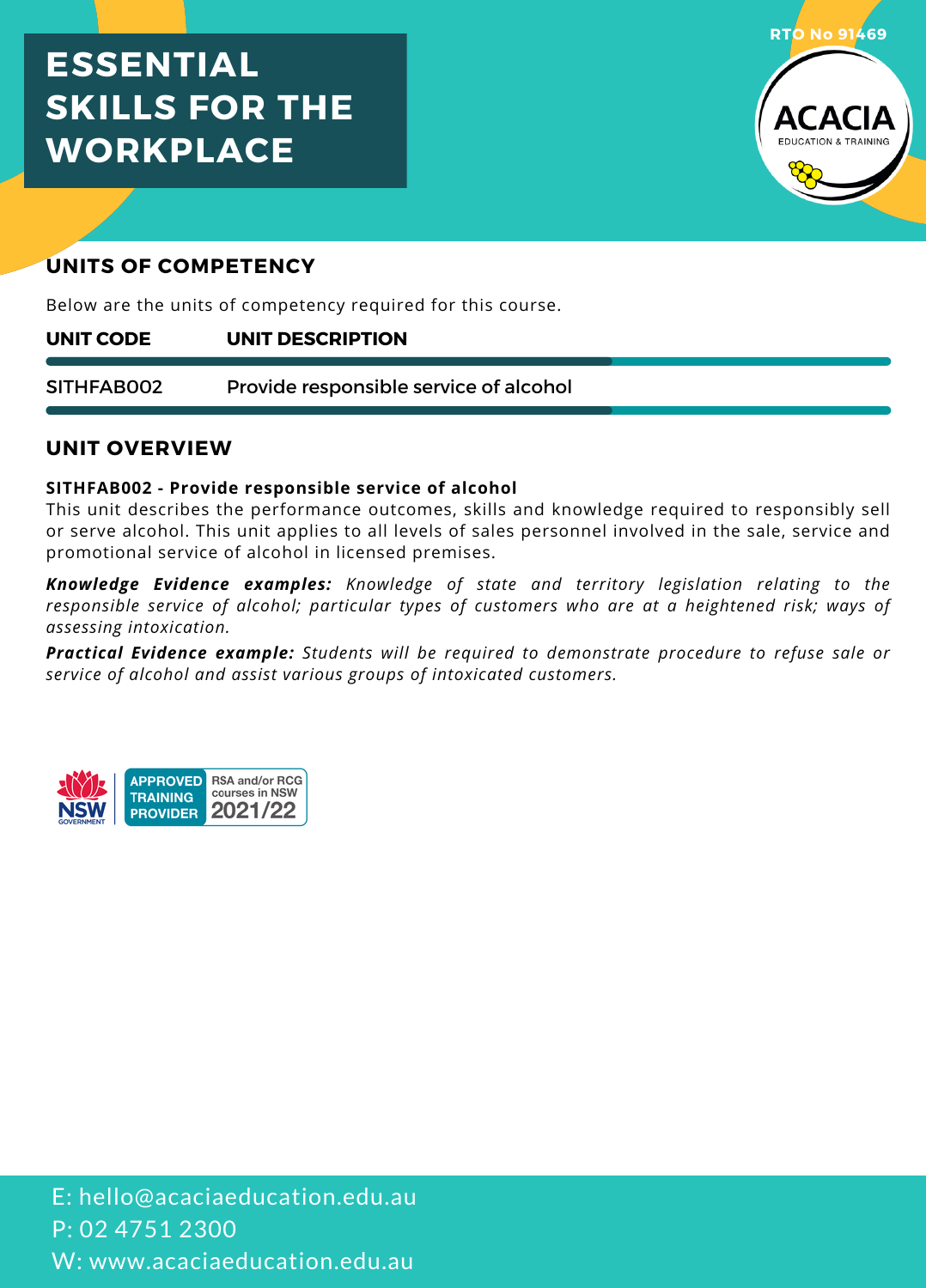# ESSENTIAL SKILLS FOR THE WORKPLACE

RTO No 91469

ACACIA EDUCATION & TRAINING

## UNITS OF COMPETENCY

Below are the units of competency required for this course.

| UNIT CODE | UNIT DESCRIPTION |
|---|---|
| SITHFAB002 | Provide responsible service of alcohol |

## UNIT OVERVIEW

**SITHFAB002 - Provide responsible service of alcohol**
This unit describes the performance outcomes, skills and knowledge required to responsibly sell or serve alcohol. This unit applies to all levels of sales personnel involved in the sale, service and promotional service of alcohol in licensed premises.

***Knowledge Evidence examples:*** *Knowledge of state and territory legislation relating to the responsible service of alcohol; particular types of customers who are at a heightened risk; ways of assessing intoxication.*

***Practical Evidence example:*** *Students will be required to demonstrate procedure to refuse sale or service of alcohol and assist various groups of intoxicated customers.*

NSW GOVERNMENT — APPROVED TRAINING PROVIDER — RSA and/or RCG courses in NSW 2021/22

E: hello@acaciaeducation.edu.au
P: 02 4751 2300
W: www.acaciaeducation.edu.au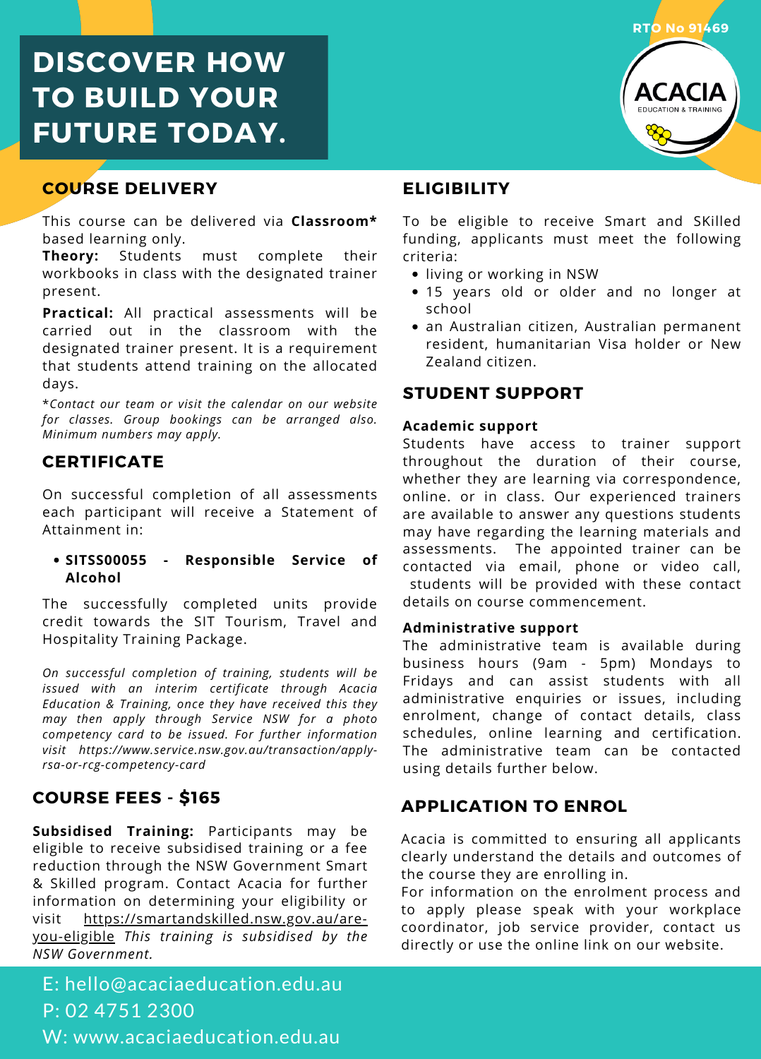RTO No 91469

# DISCOVER HOW TO BUILD YOUR FUTURE TODAY.

ACACIA EDUCATION & TRAINING

## COURSE DELIVERY

This course can be delivered via **Classroom*** based learning only.
**Theory:** Students must complete their workbooks in class with the designated trainer present.

**Practical:** All practical assessments will be carried out in the classroom with the designated trainer present. It is a requirement that students attend training on the allocated days.

**Contact our team or visit the calendar on our website for classes. Group bookings can be arranged also. Minimum numbers may apply.*

## CERTIFICATE

On successful completion of all assessments each participant will receive a Statement of Attainment in:

- **SITSS00055 - Responsible Service of Alcohol**

The successfully completed units provide credit towards the SIT Tourism, Travel and Hospitality Training Package.

*On successful completion of training, students will be issued with an interim certificate through Acacia Education & Training, once they have received this they may then apply through Service NSW for a photo competency card to be issued. For further information visit https://www.service.nsw.gov.au/transaction/apply-rsa-or-rcg-competency-card*

## COURSE FEES - $165

**Subsidised Training:** Participants may be eligible to receive subsidised training or a fee reduction through the NSW Government Smart & Skilled program. Contact Acacia for further information on determining your eligibility or visit https://smartandskilled.nsw.gov.au/are-you-eligible *This training is subsidised by the NSW Government.*

## ELIGIBILITY

To be eligible to receive Smart and SKilled funding, applicants must meet the following criteria:

- living or working in NSW
- 15 years old or older and no longer at school
- an Australian citizen, Australian permanent resident, humanitarian Visa holder or New Zealand citizen.

## STUDENT SUPPORT

### Academic support

Students have access to trainer support throughout the duration of their course, whether they are learning via correspondence, online. or in class. Our experienced trainers are available to answer any questions students may have regarding the learning materials and assessments. The appointed trainer can be contacted via email, phone or video call, students will be provided with these contact details on course commencement.

### Administrative support

The administrative team is available during business hours (9am - 5pm) Mondays to Fridays and can assist students with all administrative enquiries or issues, including enrolment, change of contact details, class schedules, online learning and certification. The administrative team can be contacted using details further below.

## APPLICATION TO ENROL

Acacia is committed to ensuring all applicants clearly understand the details and outcomes of the course they are enrolling in.
For information on the enrolment process and to apply please speak with your workplace coordinator, job service provider, contact us directly or use the online link on our website.

E: hello@acaciaeducation.edu.au
P: 02 4751 2300
W: www.acaciaeducation.edu.au